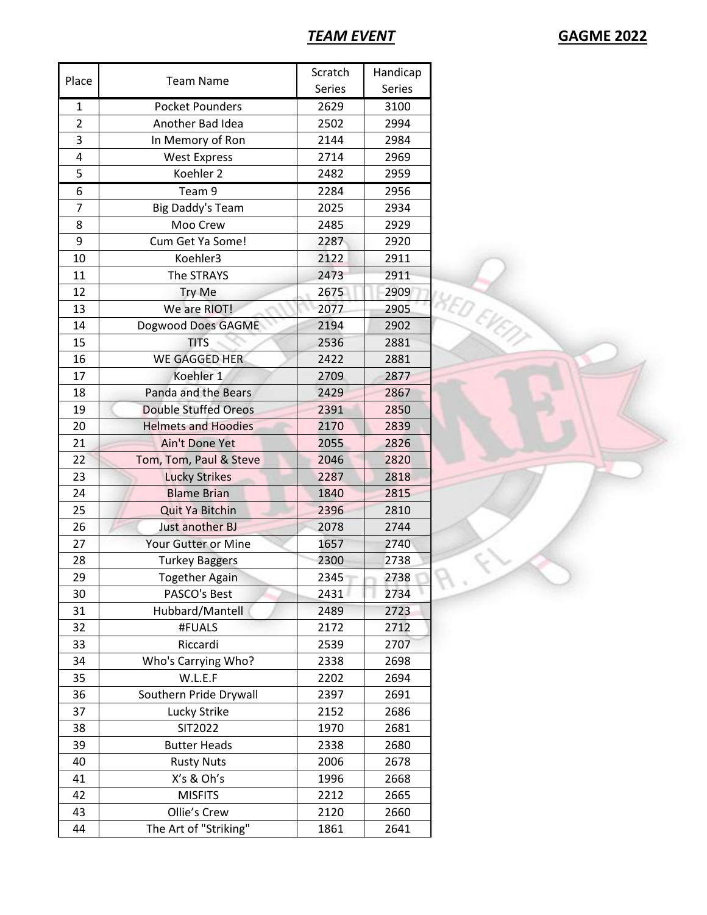# *TEAM EVENT*

**GAGME 2022**

| Place | Team Name | Scratch Series | Handicap Series |
|---|---|---|---|
| 1 | Pocket Pounders | 2629 | 3100 |
| 2 | Another Bad Idea | 2502 | 2994 |
| 3 | In Memory of Ron | 2144 | 2984 |
| 4 | West Express | 2714 | 2969 |
| 5 | Koehler 2 | 2482 | 2959 |
| 6 | Team 9 | 2284 | 2956 |
| 7 | Big Daddy's Team | 2025 | 2934 |
| 8 | Moo Crew | 2485 | 2929 |
| 9 | Cum Get Ya Some! | 2287 | 2920 |
| 10 | Koehler3 | 2122 | 2911 |
| 11 | The STRAYS | 2473 | 2911 |
| 12 | Try Me | 2675 | 2909 |
| 13 | We are RIOT! | 2077 | 2905 |
| 14 | Dogwood Does GAGME | 2194 | 2902 |
| 15 | TITS | 2536 | 2881 |
| 16 | WE GAGGED HER | 2422 | 2881 |
| 17 | Koehler 1 | 2709 | 2877 |
| 18 | Panda and the Bears | 2429 | 2867 |
| 19 | Double Stuffed Oreos | 2391 | 2850 |
| 20 | Helmets and Hoodies | 2170 | 2839 |
| 21 | Ain't Done Yet | 2055 | 2826 |
| 22 | Tom, Tom, Paul & Steve | 2046 | 2820 |
| 23 | Lucky Strikes | 2287 | 2818 |
| 24 | Blame Brian | 1840 | 2815 |
| 25 | Quit Ya Bitchin | 2396 | 2810 |
| 26 | Just another BJ | 2078 | 2744 |
| 27 | Your Gutter or Mine | 1657 | 2740 |
| 28 | Turkey Baggers | 2300 | 2738 |
| 29 | Together Again | 2345 | 2738 |
| 30 | PASCO's Best | 2431 | 2734 |
| 31 | Hubbard/Mantell | 2489 | 2723 |
| 32 | #FUALS | 2172 | 2712 |
| 33 | Riccardi | 2539 | 2707 |
| 34 | Who's Carrying Who? | 2338 | 2698 |
| 35 | W.L.E.F | 2202 | 2694 |
| 36 | Southern Pride Drywall | 2397 | 2691 |
| 37 | Lucky Strike | 2152 | 2686 |
| 38 | SIT2022 | 1970 | 2681 |
| 39 | Butter Heads | 2338 | 2680 |
| 40 | Rusty Nuts | 2006 | 2678 |
| 41 | X's & Oh's | 1996 | 2668 |
| 42 | MISFITS | 2212 | 2665 |
| 43 | Ollie's Crew | 2120 | 2660 |
| 44 | The Art of "Striking" | 1861 | 2641 |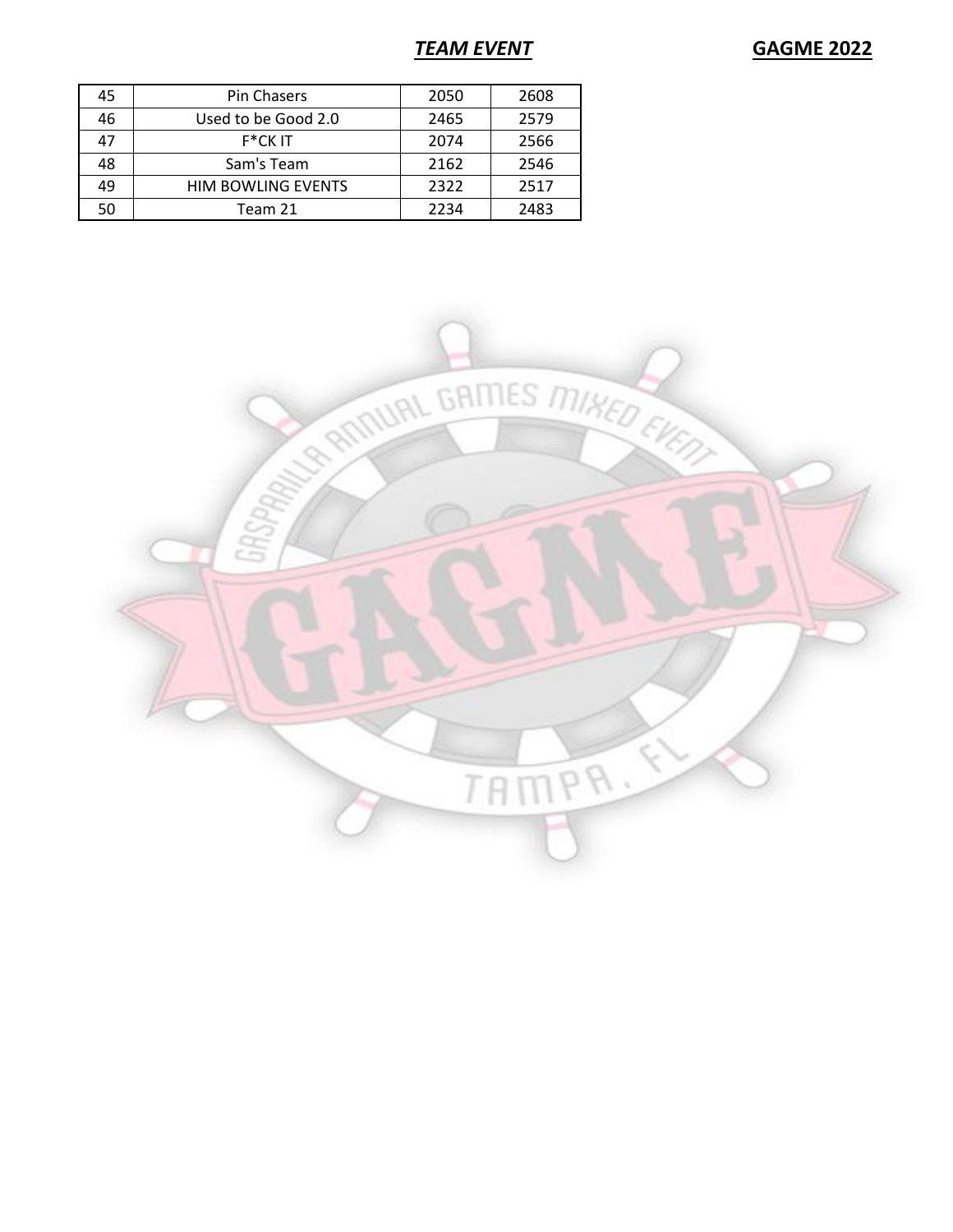| | | | |
|---|---|---|---|
| 45 | Pin Chasers | 2050 | 2608 |
| 46 | Used to be Good 2.0 | 2465 | 2579 |
| 47 | F*CK IT | 2074 | 2566 |
| 48 | Sam's Team | 2162 | 2546 |
| 49 | HIM BOWLING EVENTS | 2322 | 2517 |
| 50 | Team 21 | 2234 | 2483 |